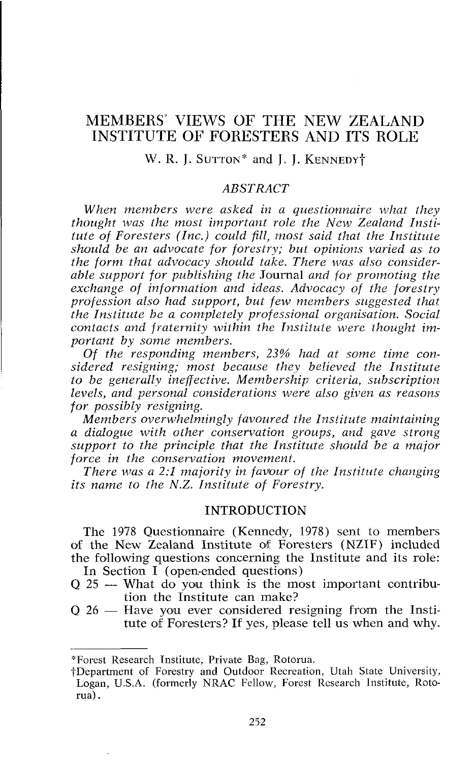# MEMBERS' VIEWS OF THE NEW ZEALAND INSTITUTE OF FORESTERS AND ITS ROLE

W. R. J. SUTTON* and J. J. KENNEDY†

## ABSTRACT

*When members were asked in a questionnaire what they thought was the most important role the New Zealand Institute of Foresters (Inc.) could fill, most said that the Institute should be an advocate for forestry; but opinions varied as to the form that advocacy should take. There was also considerable support for publishing the* Journal *and for promoting the exchange of information and ideas. Advocacy of the forestry profession also had support, but few members suggested that the Institute be a completely professional organisation. Social contacts and fraternity within the Institute were thought important by some members.*

*Of the responding members, 23% had at some time considered resigning; most because they believed the Institute to be generally ineffective. Membership criteria, subscription levels, and personal considerations were also given as reasons for possibly resigning.*

*Members overwhelmingly favoured the Institute maintaining a dialogue with other conservation groups, and gave strong support to the principle that the Institute should be a major force in the conservation movement.*

*There was a 2:1 majority in favour of the Institute changing its name to the N.Z. Institute of Forestry.*

## INTRODUCTION

The 1978 Questionnaire (Kennedy, 1978) sent to members of the New Zealand Institute of Foresters (NZIF) included the following questions concerning the Institute and its role:

In Section I (open-ended questions)

- Q 25 — What do you think is the most important contribution the Institute can make?
- Q 26 — Have you ever considered resigning from the Institute of Foresters? If yes, please tell us when and why.

---

*Forest Research Institute, Private Bag, Rotorua.

†Department of Forestry and Outdoor Recreation, Utah State University, Logan, U.S.A. (formerly NRAC Fellow, Forest Research Institute, Rotorua).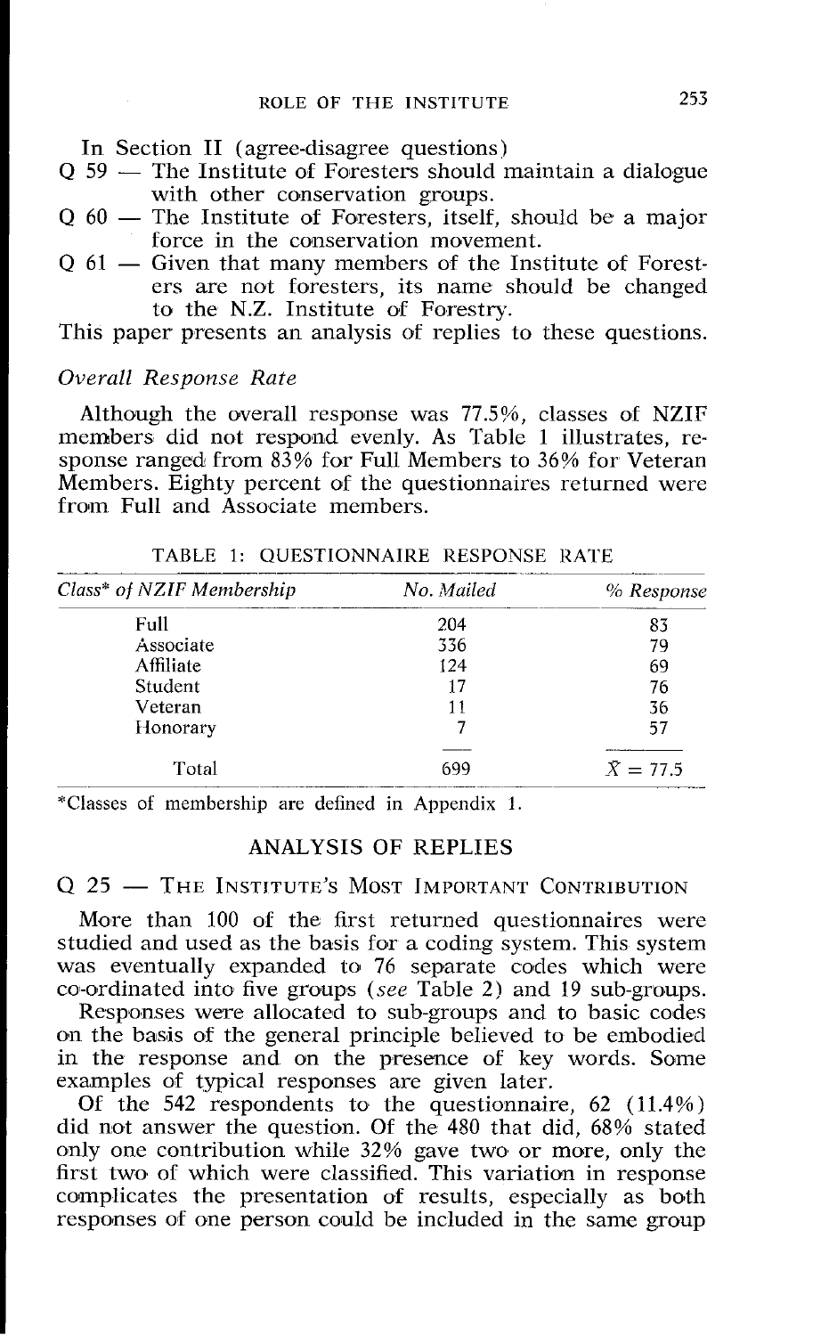In Section II (agree-disagree questions)

Q 59 — The Institute of Foresters should maintain a dialogue with other conservation groups.

Q 60 — The Institute of Foresters, itself, should be a major force in the conservation movement.

Q 61 — Given that many members of the Institute of Foresters are not foresters, its name should be changed to the N.Z. Institute of Forestry.

This paper presents an analysis of replies to these questions.

*Overall Response Rate*

Although the overall response was 77.5%, classes of NZIF members did not respond evenly. As Table 1 illustrates, response ranged from 83% for Full Members to 36% for Veteran Members. Eighty percent of the questionnaires returned were from Full and Associate members.

TABLE 1: QUESTIONNAIRE RESPONSE RATE

| *Class\* of NZIF Membership* | *No. Mailed* | *% Response* |
|---|---|---|
| Full | 204 | 83 |
| Associate | 336 | 79 |
| Affiliate | 124 | 69 |
| Student | 17 | 76 |
| Veteran | 11 | 36 |
| Honorary | 7 | 57 |
| Total | 699 | $\bar{X} = 77.5$ |

\*Classes of membership are defined in Appendix 1.

## ANALYSIS OF REPLIES

### Q 25 — The Institute's Most Important Contribution

More than 100 of the first returned questionnaires were studied and used as the basis for a coding system. This system was eventually expanded to 76 separate codes which were co-ordinated into five groups (*see* Table 2) and 19 sub-groups.

Responses were allocated to sub-groups and to basic codes on the basis of the general principle believed to be embodied in the response and on the presence of key words. Some examples of typical responses are given later.

Of the 542 respondents to the questionnaire, 62 (11.4%) did not answer the question. Of the 480 that did, 68% stated only one contribution while 32% gave two or more, only the first two of which were classified. This variation in response complicates the presentation of results, especially as both responses of one person could be included in the same group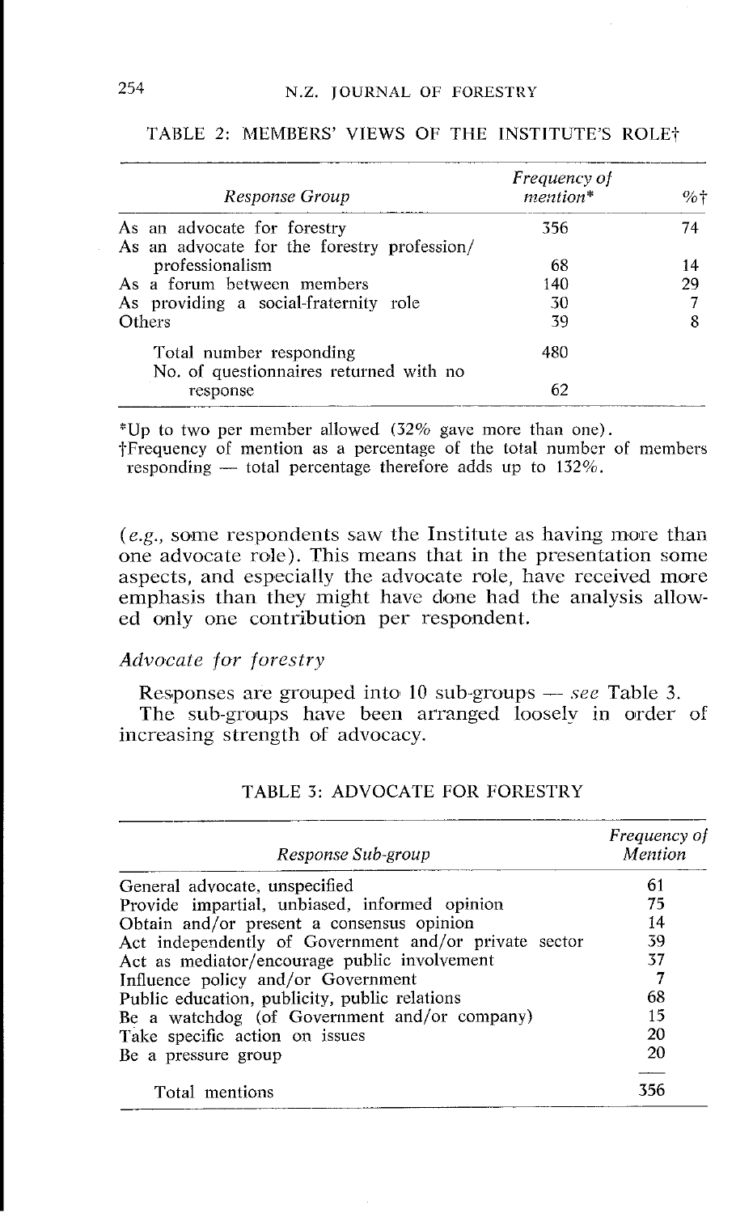TABLE 2: MEMBERS' VIEWS OF THE INSTITUTE'S ROLE†

| *Response Group* | *Frequency of mention\** | %† |
|---|---|---|
| As an advocate for forestry | 356 | 74 |
| As an advocate for the forestry profession/ professionalism | 68 | 14 |
| As a forum between members | 140 | 29 |
| As providing a social-fraternity role | 30 | 7 |
| Others | 39 | 8 |
| Total number responding | 480 | |
| No. of questionnaires returned with no response | 62 | |

\*Up to two per member allowed (32% gave more than one).
†Frequency of mention as a percentage of the total number of members responding — total percentage therefore adds up to 132%.

(*e.g.*, some respondents saw the Institute as having more than one advocate role). This means that in the presentation some aspects, and especially the advocate role, have received more emphasis than they might have done had the analysis allowed only one contribution per respondent.

### *Advocate for forestry*

Responses are grouped into 10 sub-groups — *see* Table 3.

The sub-groups have been arranged loosely in order of increasing strength of advocacy.

TABLE 3: ADVOCATE FOR FORESTRY

| *Response Sub-group* | *Frequency of Mention* |
|---|---|
| General advocate, unspecified | 61 |
| Provide impartial, unbiased, informed opinion | 75 |
| Obtain and/or present a consensus opinion | 14 |
| Act independently of Government and/or private sector | 39 |
| Act as mediator/encourage public involvement | 37 |
| Influence policy and/or Government | 7 |
| Public education, publicity, public relations | 68 |
| Be a watchdog (of Government and/or company) | 15 |
| Take specific action on issues | 20 |
| Be a pressure group | 20 |
| Total mentions | 356 |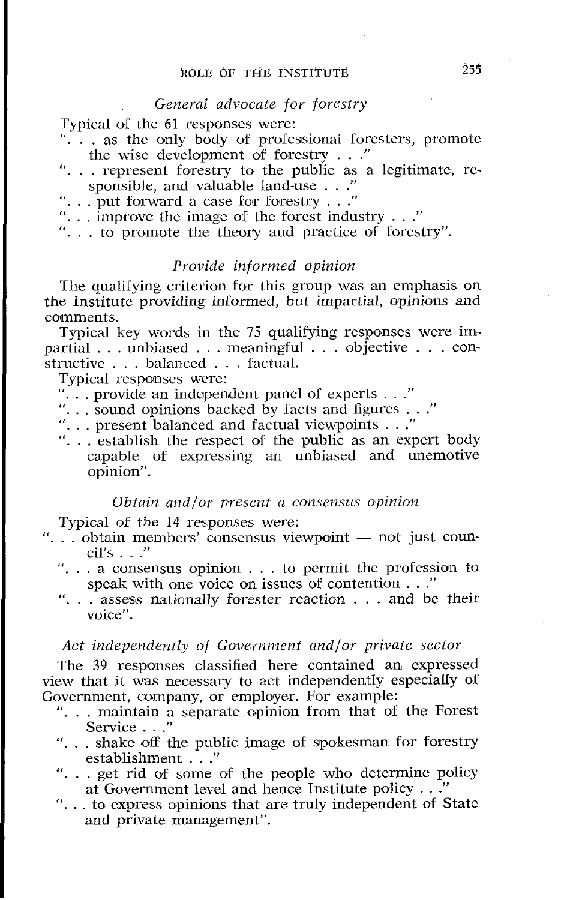*General advocate for forestry*

Typical of the 61 responses were:

"... as the only body of professional foresters, promote the wise development of forestry ..."

"... represent forestry to the public as a legitimate, responsible, and valuable land-use ..."

"... put forward a case for forestry ..."

"... improve the image of the forest industry ..."

"... to promote the theory and practice of forestry".

*Provide informed opinion*

The qualifying criterion for this group was an emphasis on the Institute providing informed, but impartial, opinions and comments.

Typical key words in the 75 qualifying responses were impartial ... unbiased ... meaningful ... objective ... constructive ... balanced ... factual.

Typical responses were:

"... provide an independent panel of experts ..."

"... sound opinions backed by facts and figures ..."

"... present balanced and factual viewpoints ..."

"... establish the respect of the public as an expert body capable of expressing an unbiased and unemotive opinion".

*Obtain and/or present a consensus opinion*

Typical of the 14 responses were:

"... obtain members' consensus viewpoint — not just council's ..."

"... a consensus opinion ... to permit the profession to speak with one voice on issues of contention ..."

"... assess nationally forester reaction ... and be their voice".

*Act independently of Government and/or private sector*

The 39 responses classified here contained an expressed view that it was necessary to act independently especially of Government, company, or employer. For example:

"... maintain a separate opinion from that of the Forest Service ..."

"... shake off the public image of spokesman for forestry establishment ..."

"... get rid of some of the people who determine policy at Government level and hence Institute policy ..."

"... to express opinions that are truly independent of State and private management".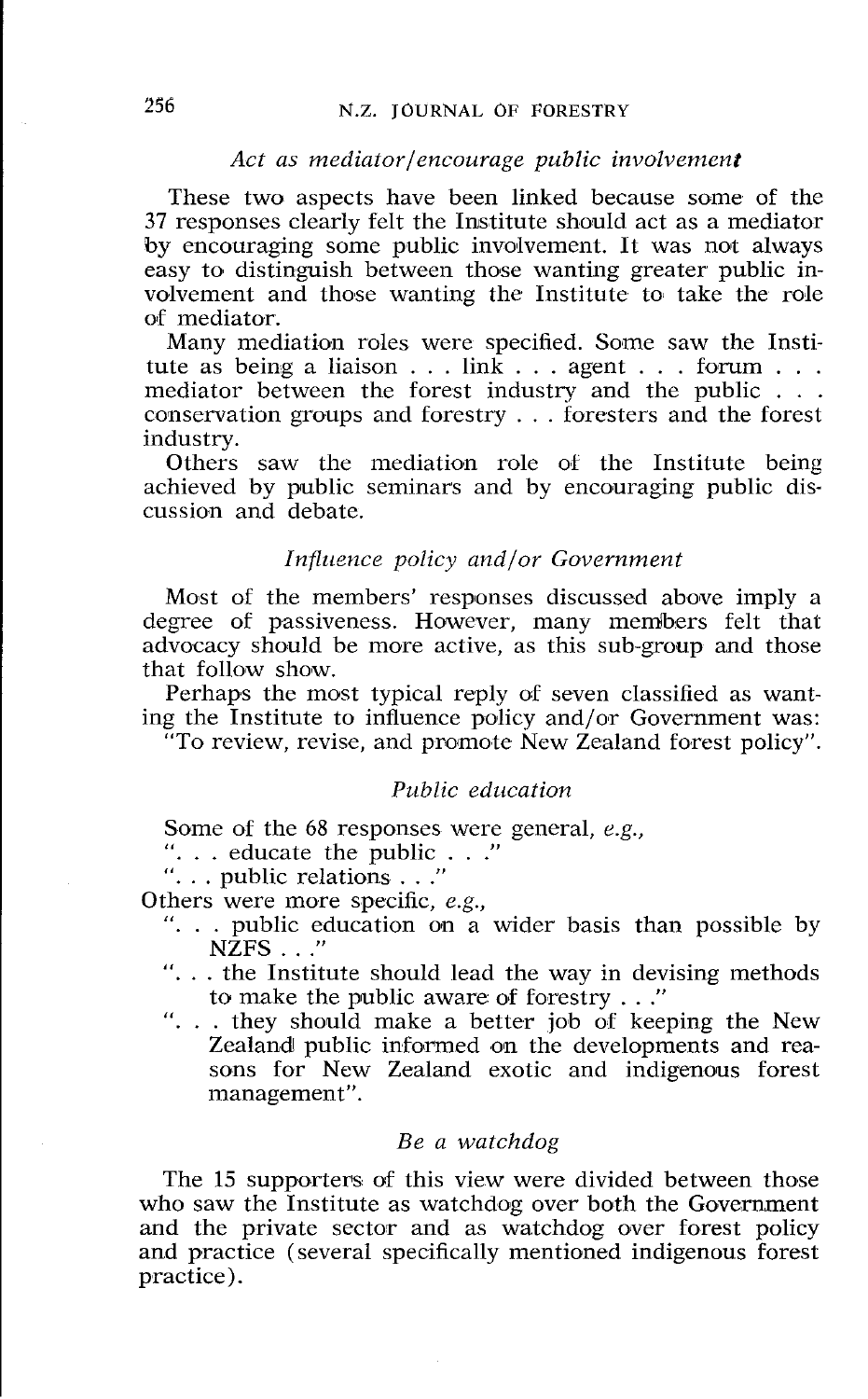### *Act as mediator/encourage public involvement*

These two aspects have been linked because some of the 37 responses clearly felt the Institute should act as a mediator by encouraging some public involvement. It was not always easy to distinguish between those wanting greater public involvement and those wanting the Institute to take the role of mediator.

Many mediation roles were specified. Some saw the Institute as being a liaison . . . link . . . agent . . . forum . . . mediator between the forest industry and the public . . . conservation groups and forestry . . . foresters and the forest industry.

Others saw the mediation role of the Institute being achieved by public seminars and by encouraging public discussion and debate.

### *Influence policy and/or Government*

Most of the members' responses discussed above imply a degree of passiveness. However, many members felt that advocacy should be more active, as this sub-group and those that follow show.

Perhaps the most typical reply of seven classified as wanting the Institute to influence policy and/or Government was: "To review, revise, and promote New Zealand forest policy".

### *Public education*

Some of the 68 responses were general, *e.g.*,

". . . educate the public . . ."

". . . public relations . . ."

Others were more specific, *e.g.*,

- ". . . public education on a wider basis than possible by NZFS . . ."
- ". . . the Institute should lead the way in devising methods to make the public aware of forestry . . ."
- ". . . they should make a better job of keeping the New Zealand public informed on the developments and reasons for New Zealand exotic and indigenous forest management".

### *Be a watchdog*

The 15 supporters of this view were divided between those who saw the Institute as watchdog over both the Government and the private sector and as watchdog over forest policy and practice (several specifically mentioned indigenous forest practice).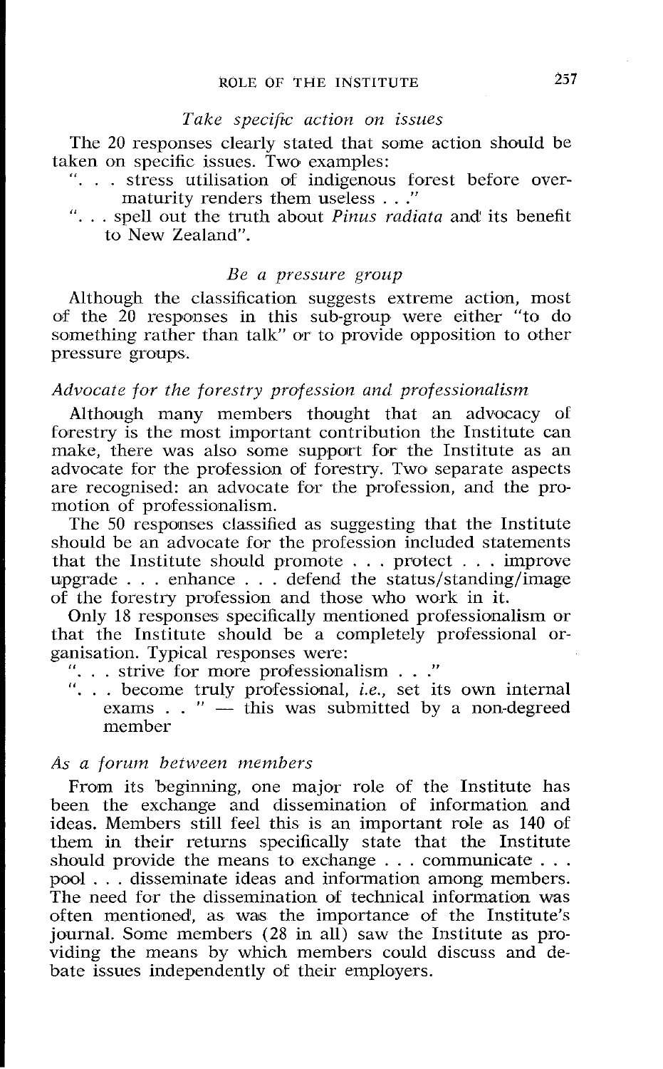### *Take specific action on issues*

The 20 responses clearly stated that some action should be taken on specific issues. Two examples:

"... stress utilisation of indigenous forest before over-maturity renders them useless ..."

"... spell out the truth about *Pinus radiata* and its benefit to New Zealand".

### *Be a pressure group*

Although the classification suggests extreme action, most of the 20 responses in this sub-group were either "to do something rather than talk" or to provide opposition to other pressure groups.

## *Advocate for the forestry profession and professionalism*

Although many members thought that an advocacy of forestry is the most important contribution the Institute can make, there was also some support for the Institute as an advocate for the profession of forestry. Two separate aspects are recognised: an advocate for the profession, and the promotion of professionalism.

The 50 responses classified as suggesting that the Institute should be an advocate for the profession included statements that the Institute should promote ... protect ... improve upgrade ... enhance ... defend the status/standing/image of the forestry profession and those who work in it.

Only 18 responses specifically mentioned professionalism or that the Institute should be a completely professional organisation. Typical responses were:

"... strive for more professionalism ..."

"... become truly professional, *i.e.*, set its own internal exams .. " — this was submitted by a non-degreed member

## *As a forum between members*

From its beginning, one major role of the Institute has been the exchange and dissemination of information and ideas. Members still feel this is an important role as 140 of them in their returns specifically state that the Institute should provide the means to exchange ... communicate ... pool ... disseminate ideas and information among members. The need for the dissemination of technical information was often mentioned, as was the importance of the Institute's journal. Some members (28 in all) saw the Institute as providing the means by which members could discuss and debate issues independently of their employers.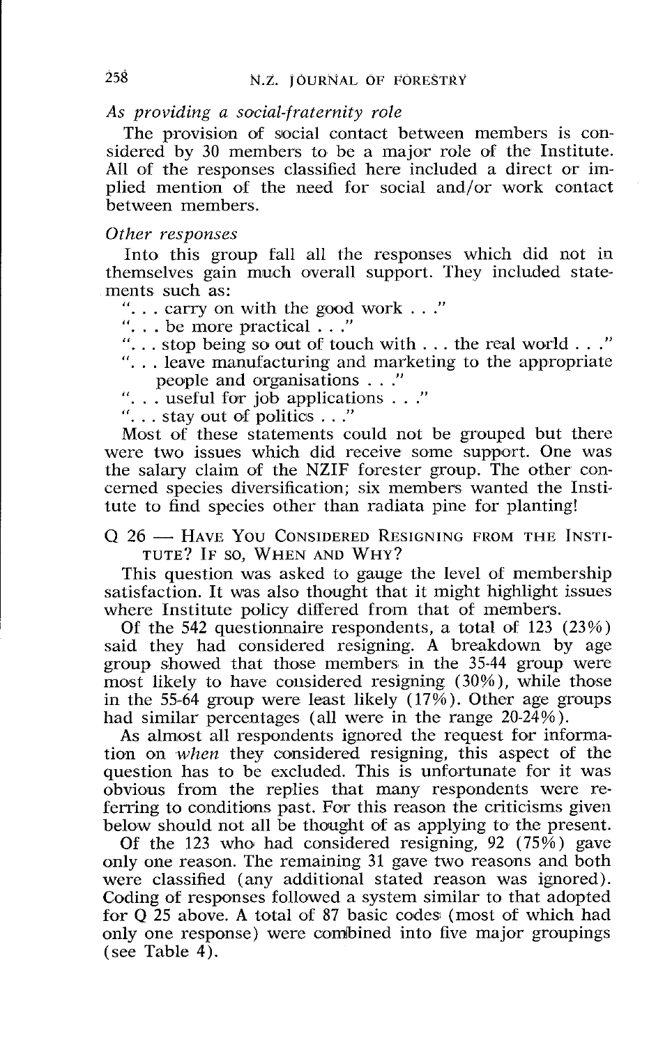*As providing a social-fraternity role*

The provision of social contact between members is considered by 30 members to be a major role of the Institute. All of the responses classified here included a direct or implied mention of the need for social and/or work contact between members.

*Other responses*

Into this group fall all the responses which did not in themselves gain much overall support. They included statements such as:

"... carry on with the good work ..."

"... be more practical ..."

"... stop being so out of touch with ... the real world ..."

"... leave manufacturing and marketing to the appropriate people and organisations ..."

"... useful for job applications ..."

"... stay out of politics ..."

Most of these statements could not be grouped but there were two issues which did receive some support. One was the salary claim of the NZIF forester group. The other concerned species diversification; six members wanted the Institute to find species other than radiata pine for planting!

Q 26 — HAVE YOU CONSIDERED RESIGNING FROM THE INSTITUTE? IF SO, WHEN AND WHY?

This question was asked to gauge the level of membership satisfaction. It was also thought that it might highlight issues where Institute policy differed from that of members.

Of the 542 questionnaire respondents, a total of 123 (23%) said they had considered resigning. A breakdown by age group showed that those members in the 35-44 group were most likely to have considered resigning (30%), while those in the 55-64 group were least likely (17%). Other age groups had similar percentages (all were in the range 20-24%).

As almost all respondents ignored the request for information on *when* they considered resigning, this aspect of the question has to be excluded. This is unfortunate for it was obvious from the replies that many respondents were referring to conditions past. For this reason the criticisms given below should not all be thought of as applying to the present.

Of the 123 who had considered resigning, 92 (75%) gave only one reason. The remaining 31 gave two reasons and both were classified (any additional stated reason was ignored). Coding of responses followed a system similar to that adopted for Q 25 above. A total of 87 basic codes (most of which had only one response) were combined into five major groupings (see Table 4).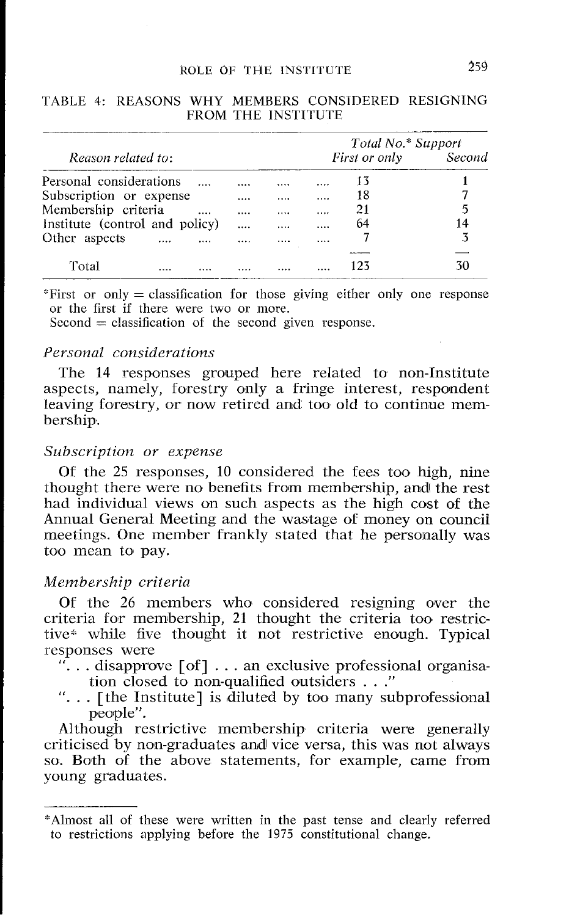TABLE 4: REASONS WHY MEMBERS CONSIDERED RESIGNING FROM THE INSTITUTE

| Reason related to: | Total No.* Support First or only | Second |
|---|---|---|
| Personal considerations | 13 | 1 |
| Subscription or expense | 18 | 7 |
| Membership criteria | 21 | 5 |
| Institute (control and policy) | 64 | 14 |
| Other aspects | 7 | 3 |
| Total | 123 | 30 |

*First or only = classification for those giving either only one response or the first if there were two or more.
Second = classification of the second given response.

### *Personal considerations*

The 14 responses grouped here related to non-Institute aspects, namely, forestry only a fringe interest, respondent leaving forestry, or now retired and too old to continue membership.

### *Subscription or expense*

Of the 25 responses, 10 considered the fees too high, nine thought there were no benefits from membership, and the rest had individual views on such aspects as the high cost of the Annual General Meeting and the wastage of money on council meetings. One member frankly stated that he personally was too mean to pay.

### *Membership criteria*

Of the 26 members who considered resigning over the criteria for membership, 21 thought the criteria too restrictive* while five thought it not restrictive enough. Typical responses were

"... disapprove [of] ... an exclusive professional organisation closed to non-qualified outsiders ..."

"... [the Institute] is diluted by too many subprofessional people".

Although restrictive membership criteria were generally criticised by non-graduates and vice versa, this was not always so. Both of the above statements, for example, came from young graduates.

---

*Almost all of these were written in the past tense and clearly referred to restrictions applying before the 1975 constitutional change.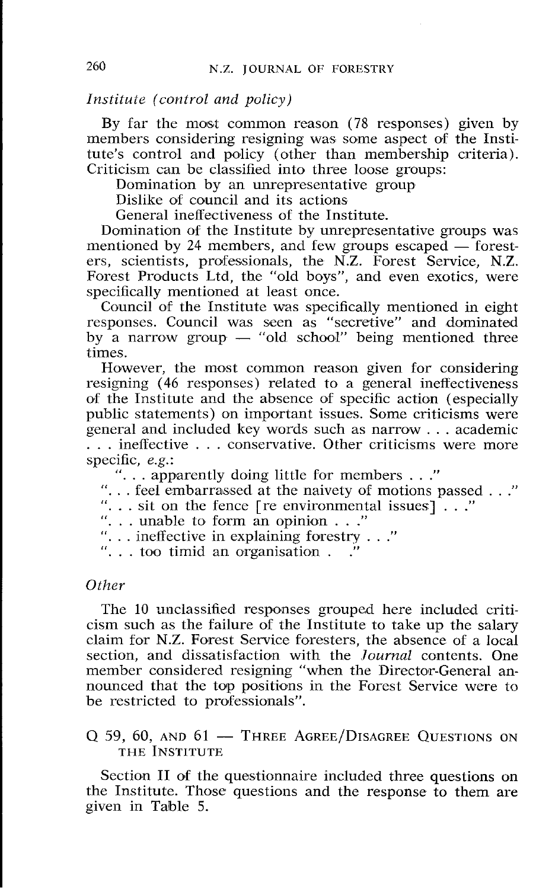*Institute (control and policy)*

By far the most common reason (78 responses) given by members considering resigning was some aspect of the Institute's control and policy (other than membership criteria). Criticism can be classified into three loose groups:

Domination by an unrepresentative group

Dislike of council and its actions

General ineffectiveness of the Institute.

Domination of the Institute by unrepresentative groups was mentioned by 24 members, and few groups escaped — foresters, scientists, professionals, the N.Z. Forest Service, N.Z. Forest Products Ltd, the "old boys", and even exotics, were specifically mentioned at least once.

Council of the Institute was specifically mentioned in eight responses. Council was seen as "secretive" and dominated by a narrow group — "old school" being mentioned three times.

However, the most common reason given for considering resigning (46 responses) related to a general ineffectiveness of the Institute and the absence of specific action (especially public statements) on important issues. Some criticisms were general and included key words such as narrow . . . academic . . . ineffective . . . conservative. Other criticisms were more specific, *e.g.*:

". . . apparently doing little for members . . ."

". . . feel embarrassed at the naivety of motions passed . . ."

". . . sit on the fence [re environmental issues] . . ."

". . . unable to form an opinion . . ."

". . . ineffective in explaining forestry . . ."

". . . too timid an organisation . ."

*Other*

The 10 unclassified responses grouped here included criticism such as the failure of the Institute to take up the salary claim for N.Z. Forest Service foresters, the absence of a local section, and dissatisfaction with the *Journal* contents. One member considered resigning "when the Director-General announced that the top positions in the Forest Service were to be restricted to professionals".

## Q 59, 60, AND 61 — THREE AGREE/DISAGREE QUESTIONS ON THE INSTITUTE

Section II of the questionnaire included three questions on the Institute. Those questions and the response to them are given in Table 5.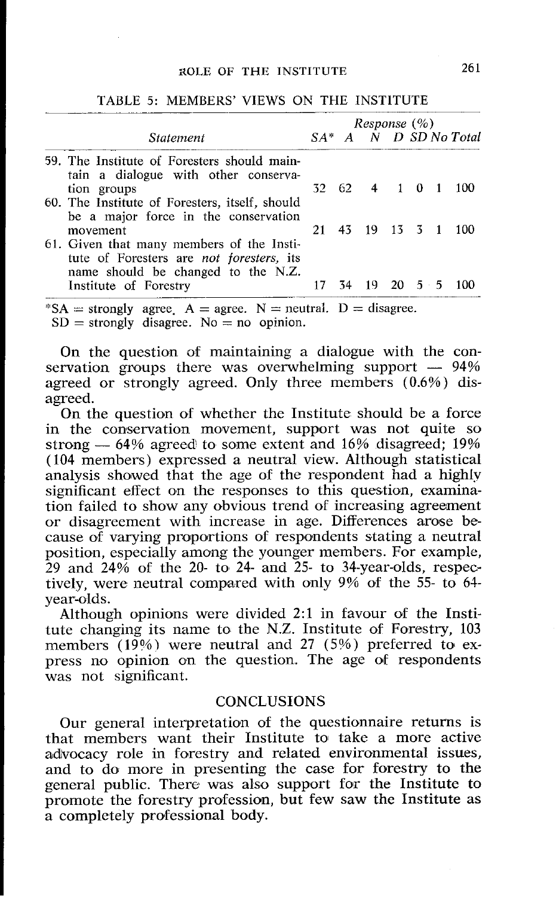TABLE 5: MEMBERS' VIEWS ON THE INSTITUTE

| Statement | Response (%) | | | | | | |
|---|---|---|---|---|---|---|---|
| | SA* | A | N | D | SD | No | Total |
| 59. The Institute of Foresters should maintain a dialogue with other conservation groups | 32 | 62 | 4 | 1 | 0 | 1 | 100 |
| 60. The Institute of Foresters, itself, should be a major force in the conservation movement | 21 | 43 | 19 | 13 | 3 | 1 | 100 |
| 61. Given that many members of the Institute of Foresters are *not foresters*, its name should be changed to the N.Z. Institute of Forestry | 17 | 34 | 19 | 20 | 5 | 5 | 100 |

*SA = strongly agree. A = agree. N = neutral. D = disagree.
SD = strongly disagree. No = no opinion.

On the question of maintaining a dialogue with the conservation groups there was overwhelming support — 94% agreed or strongly agreed. Only three members (0.6%) disagreed.

On the question of whether the Institute should be a force in the conservation movement, support was not quite so strong — 64% agreed to some extent and 16% disagreed; 19% (104 members) expressed a neutral view. Although statistical analysis showed that the age of the respondent had a highly significant effect on the responses to this question, examination failed to show any obvious trend of increasing agreement or disagreement with increase in age. Differences arose because of varying proportions of respondents stating a neutral position, especially among the younger members. For example, 29 and 24% of the 20- to 24- and 25- to 34-year-olds, respectively, were neutral compared with only 9% of the 55- to 64-year-olds.

Although opinions were divided 2:1 in favour of the Institute changing its name to the N.Z. Institute of Forestry, 103 members (19%) were neutral and 27 (5%) preferred to express no opinion on the question. The age of respondents was not significant.

## CONCLUSIONS

Our general interpretation of the questionnaire returns is that members want their Institute to take a more active advocacy role in forestry and related environmental issues, and to do more in presenting the case for forestry to the general public. There was also support for the Institute to promote the forestry profession, but few saw the Institute as a completely professional body.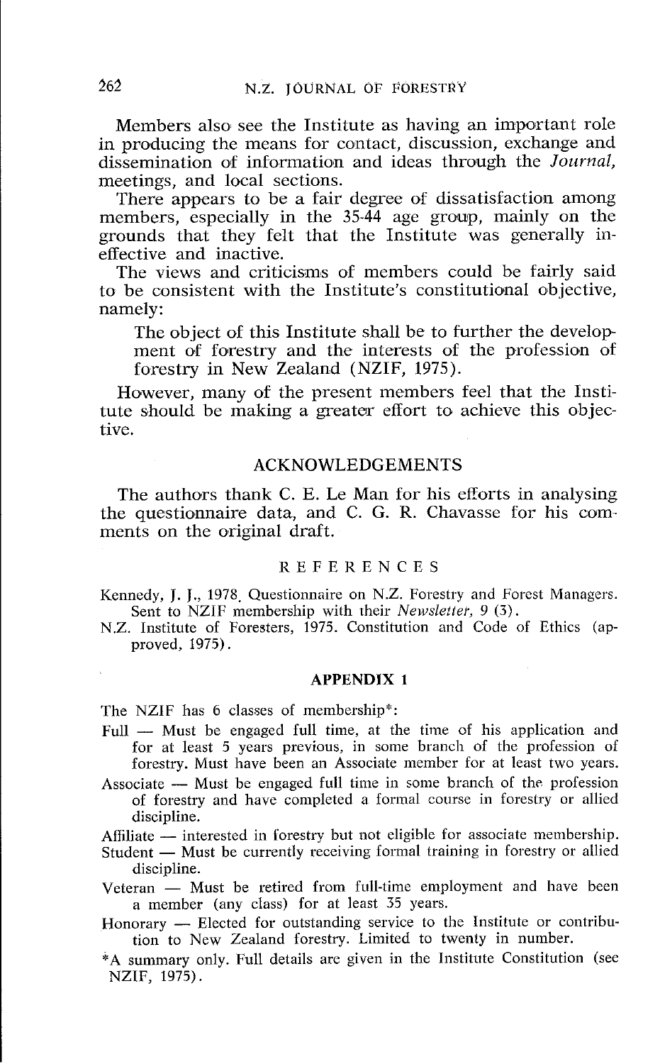Members also see the Institute as having an important role in producing the means for contact, discussion, exchange and dissemination of information and ideas through the *Journal*, meetings, and local sections.

There appears to be a fair degree of dissatisfaction among members, especially in the 35-44 age group, mainly on the grounds that they felt that the Institute was generally ineffective and inactive.

The views and criticisms of members could be fairly said to be consistent with the Institute's constitutional objective, namely:

> The object of this Institute shall be to further the development of forestry and the interests of the profession of forestry in New Zealand (NZIF, 1975).

However, many of the present members feel that the Institute should be making a greater effort to achieve this objective.

## ACKNOWLEDGEMENTS

The authors thank C. E. Le Man for his efforts in analysing the questionnaire data, and C. G. R. Chavasse for his comments on the original draft.

## REFERENCES

Kennedy, J. J., 1978. Questionnaire on N.Z. Forestry and Forest Managers. Sent to NZIF membership with their *Newsletter*, 9 (3).

N.Z. Institute of Foresters, 1975. Constitution and Code of Ethics (approved, 1975).

## APPENDIX 1

The NZIF has 6 classes of membership*:

Full — Must be engaged full time, at the time of his application and for at least 5 years previous, in some branch of the profession of forestry. Must have been an Associate member for at least two years.

Associate — Must be engaged full time in some branch of the profession of forestry and have completed a formal course in forestry or allied discipline.

Affiliate — interested in forestry but not eligible for associate membership.

Student — Must be currently receiving formal training in forestry or allied discipline.

Veteran — Must be retired from full-time employment and have been a member (any class) for at least 35 years.

Honorary — Elected for outstanding service to the Institute or contribution to New Zealand forestry. Limited to twenty in number.

*A summary only. Full details are given in the Institute Constitution (see NZIF, 1975).